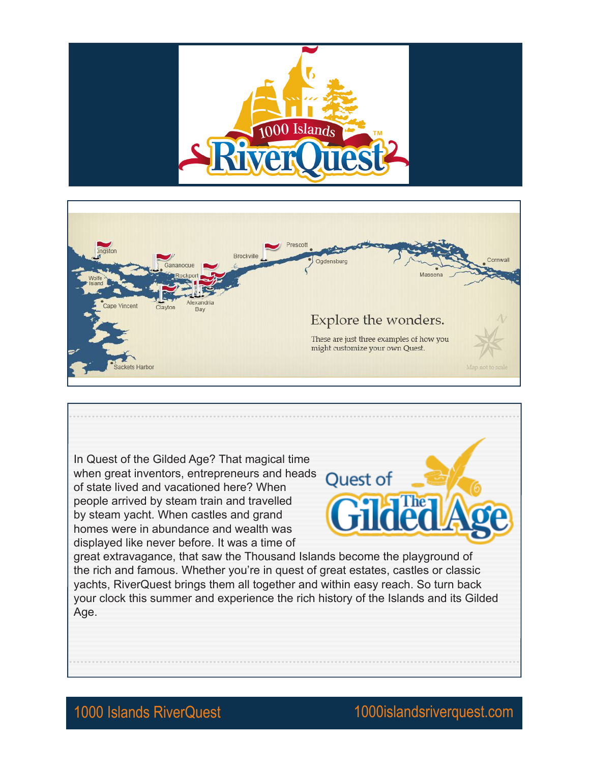# 1000 Islands RiverQuest™

Kingston · Gananoque · Rockport · Wolfe Island · Cape Vincent · Clayton · Alexandria Bay · Brockville · Prescott · Ogdensburg · Massena · Cornwall · Sackets Harbor

## Explore the wonders.

These are just three examples of how you might customize your own Quest.

Map not to scale

## Quest of The Gilded Age

In Quest of the Gilded Age? That magical time when great inventors, entrepreneurs and heads of state lived and vacationed here? When people arrived by steam train and travelled by steam yacht. When castles and grand homes were in abundance and wealth was displayed like never before. It was a time of great extravagance, that saw the Thousand Islands become the playground of the rich and famous. Whether you're in quest of great estates, castles or classic yachts, RiverQuest brings them all together and within easy reach. So turn back your clock this summer and experience the rich history of the Islands and its Gilded Age.

1000 Islands RiverQuest    1000islandsriverquest.com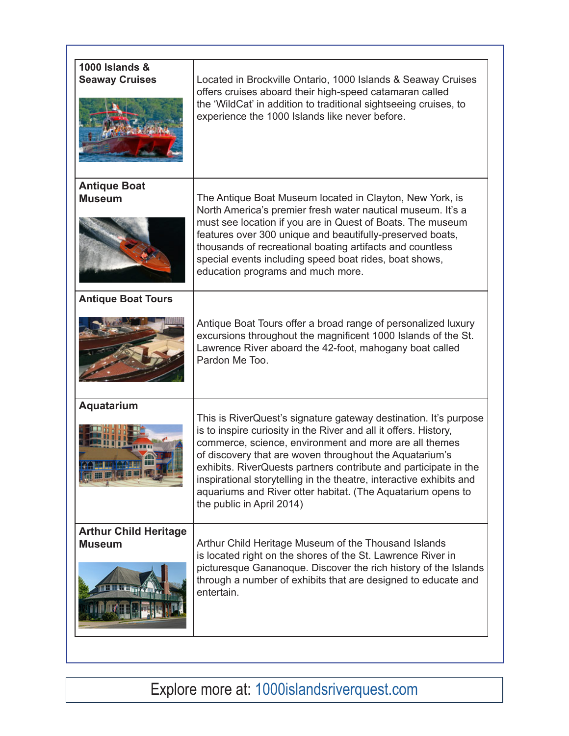| | |
|---|---|
| **1000 Islands & Seaway Cruises** | Located in Brockville Ontario, 1000 Islands & Seaway Cruises offers cruises aboard their high-speed catamaran called the 'WildCat' in addition to traditional sightseeing cruises, to experience the 1000 Islands like never before. |
| **Antique Boat Museum** | The Antique Boat Museum located in Clayton, New York, is North America's premier fresh water nautical museum. It's a must see location if you are in Quest of Boats. The museum features over 300 unique and beautifully-preserved boats, thousands of recreational boating artifacts and countless special events including speed boat rides, boat shows, education programs and much more. |
| **Antique Boat Tours** | Antique Boat Tours offer a broad range of personalized luxury excursions throughout the magnificent 1000 Islands of the St. Lawrence River aboard the 42-foot, mahogany boat called Pardon Me Too. |
| **Aquatarium** | This is RiverQuest's signature gateway destination. It's purpose is to inspire curiosity in the River and all it offers. History, commerce, science, environment and more are all themes of discovery that are woven throughout the Aquatarium's exhibits. RiverQuests partners contribute and participate in the inspirational storytelling in the theatre, interactive exhibits and aquariums and River otter habitat. (The Aquatarium opens to the public in April 2014) |
| **Arthur Child Heritage Museum** | Arthur Child Heritage Museum of the Thousand Islands is located right on the shores of the St. Lawrence River in picturesque Gananoque. Discover the rich history of the Islands through a number of exhibits that are designed to educate and entertain. |

Explore more at: 1000islandsriverquest.com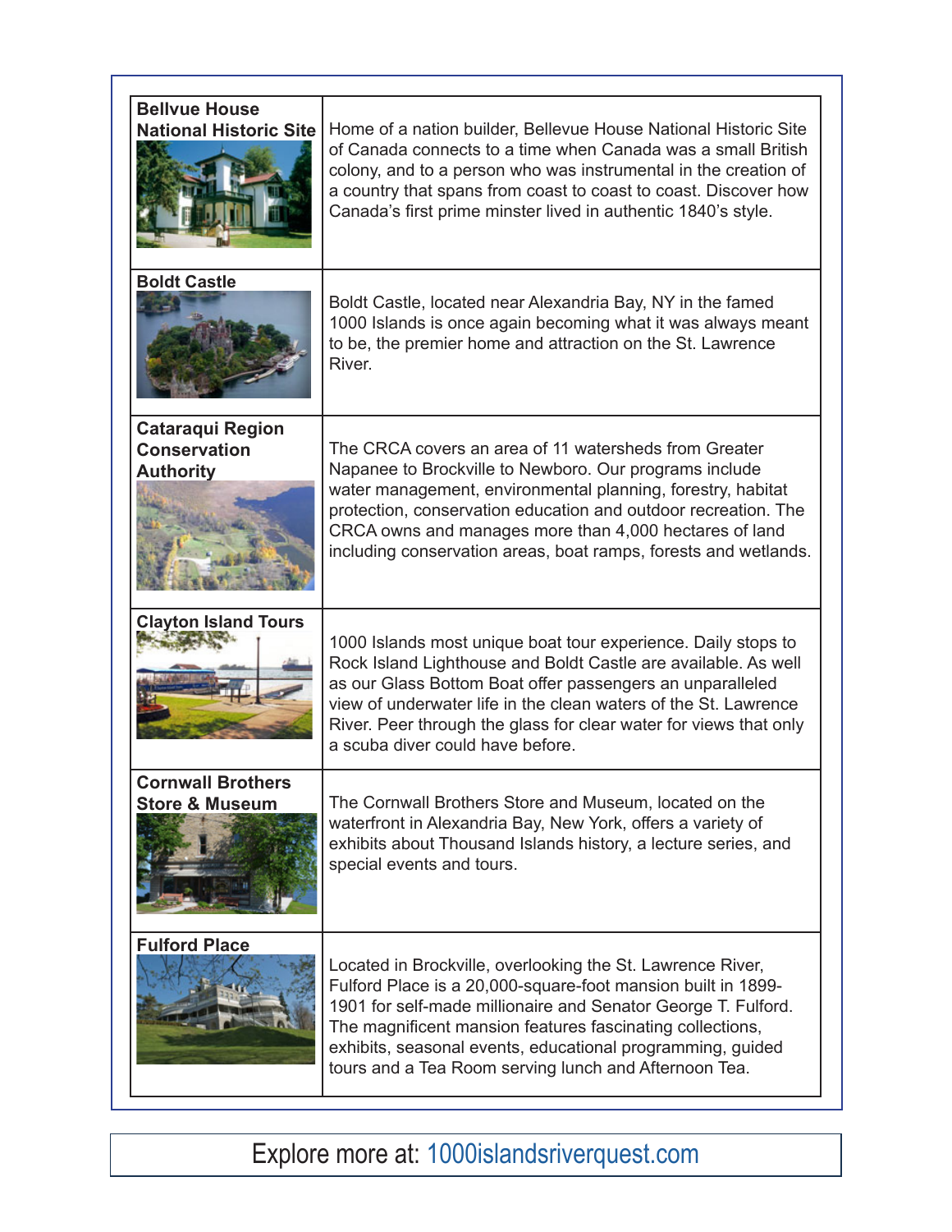| | |
|---|---|
| **Bellvue House National Historic Site** | Home of a nation builder, Bellevue House National Historic Site of Canada connects to a time when Canada was a small British colony, and to a person who was instrumental in the creation of a country that spans from coast to coast to coast. Discover how Canada's first prime minster lived in authentic 1840's style. |
| **Boldt Castle** | Boldt Castle, located near Alexandria Bay, NY in the famed 1000 Islands is once again becoming what it was always meant to be, the premier home and attraction on the St. Lawrence River. |
| **Cataraqui Region Conservation Authority** | The CRCA covers an area of 11 watersheds from Greater Napanee to Brockville to Newboro. Our programs include water management, environmental planning, forestry, habitat protection, conservation education and outdoor recreation. The CRCA owns and manages more than 4,000 hectares of land including conservation areas, boat ramps, forests and wetlands. |
| **Clayton Island Tours** | 1000 Islands most unique boat tour experience. Daily stops to Rock Island Lighthouse and Boldt Castle are available. As well as our Glass Bottom Boat offer passengers an unparalleled view of underwater life in the clean waters of the St. Lawrence River. Peer through the glass for clear water for views that only a scuba diver could have before. |
| **Cornwall Brothers Store & Museum** | The Cornwall Brothers Store and Museum, located on the waterfront in Alexandria Bay, New York, offers a variety of exhibits about Thousand Islands history, a lecture series, and special events and tours. |
| **Fulford Place** | Located in Brockville, overlooking the St. Lawrence River, Fulford Place is a 20,000-square-foot mansion built in 1899-1901 for self-made millionaire and Senator George T. Fulford. The magnificent mansion features fascinating collections, exhibits, seasonal events, educational programming, guided tours and a Tea Room serving lunch and Afternoon Tea. |

Explore more at: 1000islandsriverquest.com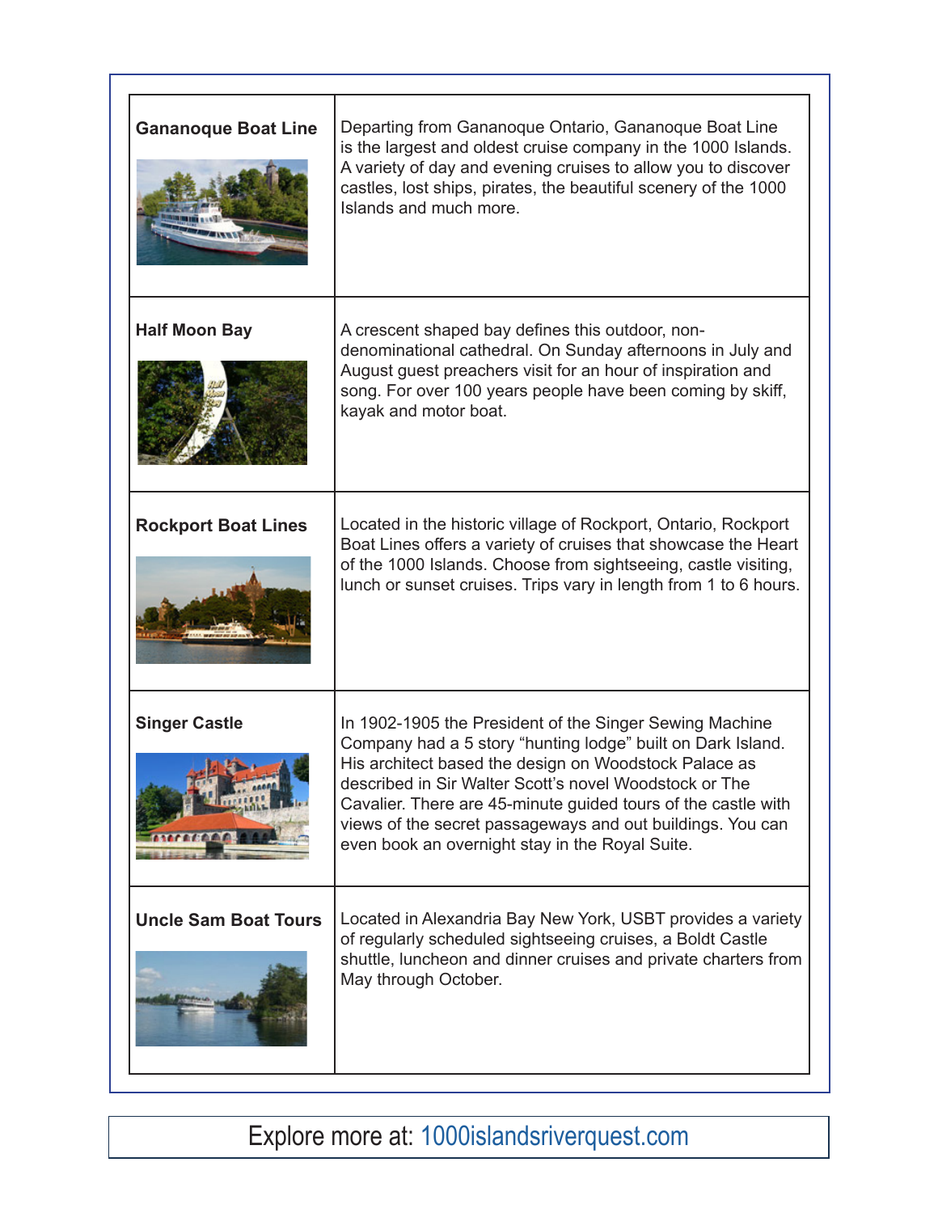| | |
|---|---|
| **Gananoque Boat Line** | Departing from Gananoque Ontario, Gananoque Boat Line is the largest and oldest cruise company in the 1000 Islands. A variety of day and evening cruises to allow you to discover castles, lost ships, pirates, the beautiful scenery of the 1000 Islands and much more. |
| **Half Moon Bay** | A crescent shaped bay defines this outdoor, non-denominational cathedral. On Sunday afternoons in July and August guest preachers visit for an hour of inspiration and song. For over 100 years people have been coming by skiff, kayak and motor boat. |
| **Rockport Boat Lines** | Located in the historic village of Rockport, Ontario, Rockport Boat Lines offers a variety of cruises that showcase the Heart of the 1000 Islands. Choose from sightseeing, castle visiting, lunch or sunset cruises. Trips vary in length from 1 to 6 hours. |
| **Singer Castle** | In 1902-1905 the President of the Singer Sewing Machine Company had a 5 story "hunting lodge" built on Dark Island. His architect based the design on Woodstock Palace as described in Sir Walter Scott's novel Woodstock or The Cavalier. There are 45-minute guided tours of the castle with views of the secret passageways and out buildings. You can even book an overnight stay in the Royal Suite. |
| **Uncle Sam Boat Tours** | Located in Alexandria Bay New York, USBT provides a variety of regularly scheduled sightseeing cruises, a Boldt Castle shuttle, luncheon and dinner cruises and private charters from May through October. |

Explore more at: 1000islandsriverquest.com